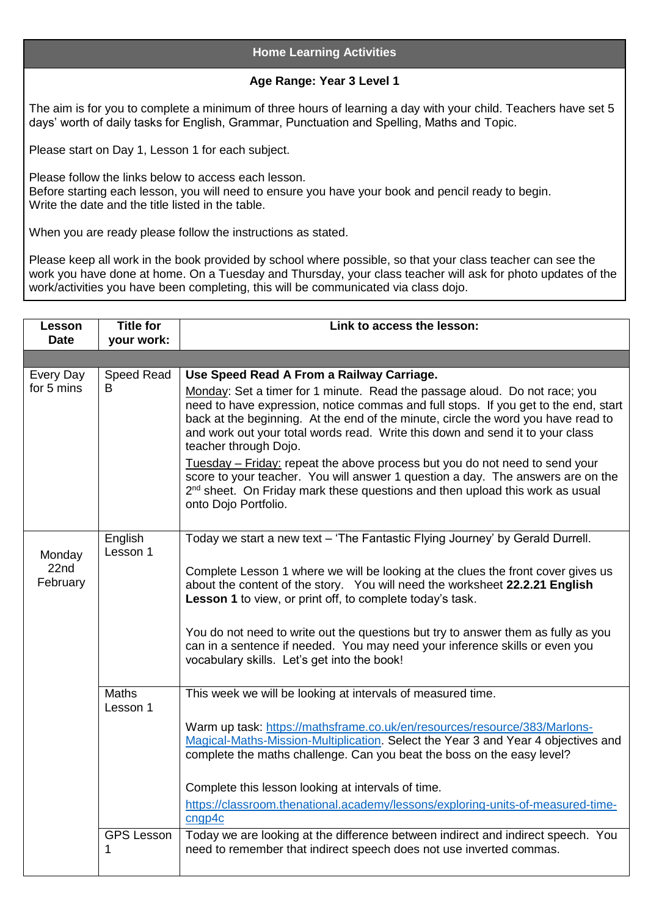## Home Learning Activities

**Age Range: Year 3 Level 1**

The aim is for you to complete a minimum of three hours of learning a day with your child. Teachers have set 5 days' worth of daily tasks for English, Grammar, Punctuation and Spelling, Maths and Topic.

Please start on Day 1, Lesson 1 for each subject.

Please follow the links below to access each lesson.
Before starting each lesson, you will need to ensure you have your book and pencil ready to begin.
Write the date and the title listed in the table.

When you are ready please follow the instructions as stated.

Please keep all work in the book provided by school where possible, so that your class teacher can see the work you have done at home. On a Tuesday and Thursday, your class teacher will ask for photo updates of the work/activities you have been completing, this will be communicated via class dojo.

| Lesson Date | Title for your work: | Link to access the lesson: |
|---|---|---|
| | | |
| Every Day for 5 mins | Speed Read B | **Use Speed Read A From a Railway Carriage.**<br>Monday: Set a timer for 1 minute. Read the passage aloud. Do not race; you need to have expression, notice commas and full stops. If you get to the end, start back at the beginning. At the end of the minute, circle the word you have read to and work out your total words read. Write this down and send it to your class teacher through Dojo.<br>Tuesday – Friday: repeat the above process but you do not need to send your score to your teacher. You will answer 1 question a day. The answers are on the 2nd sheet. On Friday mark these questions and then upload this work as usual onto Dojo Portfolio. |
| Monday 22nd February | English Lesson 1 | Today we start a new text – 'The Fantastic Flying Journey' by Gerald Durrell.<br><br>Complete Lesson 1 where we will be looking at the clues the front cover gives us about the content of the story. You will need the worksheet **22.2.21 English Lesson 1** to view, or print off, to complete today's task.<br><br>You do not need to write out the questions but try to answer them as fully as you can in a sentence if needed. You may need your inference skills or even you vocabulary skills. Let's get into the book! |
| | Maths Lesson 1 | This week we will be looking at intervals of measured time.<br><br>Warm up task: https://mathsframe.co.uk/en/resources/resource/383/Marlons-Magical-Maths-Mission-Multiplication. Select the Year 3 and Year 4 objectives and complete the maths challenge. Can you beat the boss on the easy level?<br><br>Complete this lesson looking at intervals of time.<br>https://classroom.thenational.academy/lessons/exploring-units-of-measured-time-cngp4c |
| | GPS Lesson 1 | Today we are looking at the difference between indirect and indirect speech. You need to remember that indirect speech does not use inverted commas. |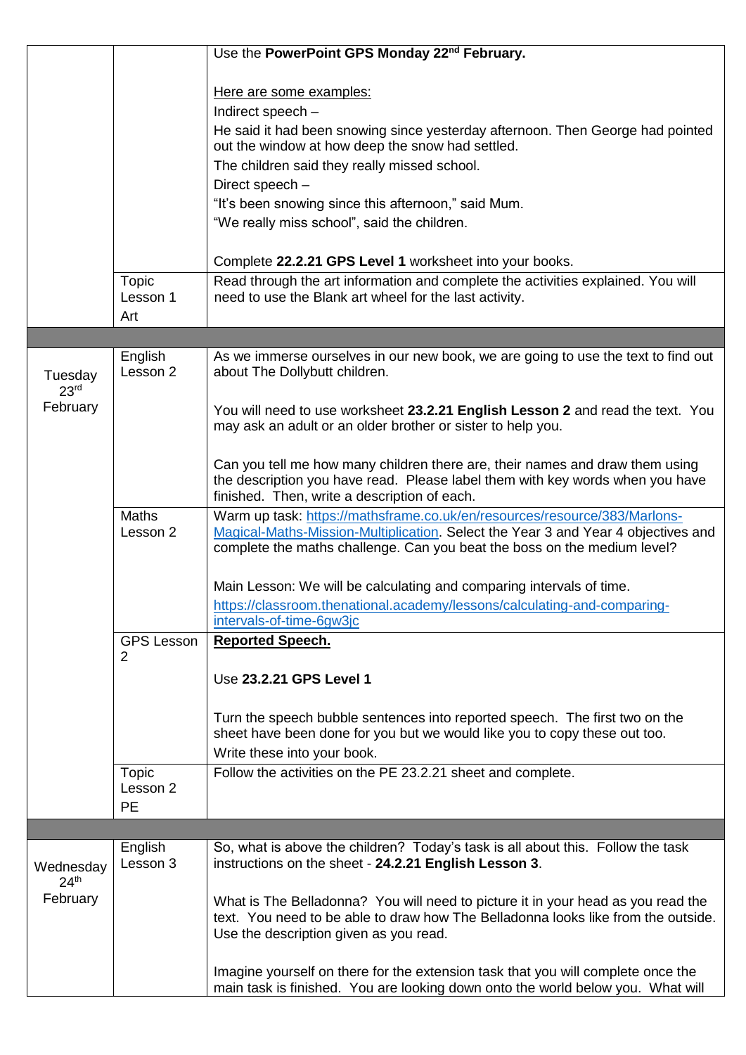| | | |
|---|---|---|
| | | Use the **PowerPoint GPS Monday 22nd February.**<br><br>Here are some examples:<br>Indirect speech –<br>He said it had been snowing since yesterday afternoon. Then George had pointed out the window at how deep the snow had settled.<br>The children said they really missed school.<br>Direct speech –<br>"It's been snowing since this afternoon," said Mum.<br>"We really miss school", said the children.<br><br>Complete **22.2.21 GPS Level 1** worksheet into your books. |
| | Topic Lesson 1 Art | Read through the art information and complete the activities explained. You will need to use the Blank art wheel for the last activity. |
| | | |
| Tuesday 23rd February | English Lesson 2 | As we immerse ourselves in our new book, we are going to use the text to find out about The Dollybutt children.<br><br>You will need to use worksheet **23.2.21 English Lesson 2** and read the text. You may ask an adult or an older brother or sister to help you.<br><br>Can you tell me how many children there are, their names and draw them using the description you have read. Please label them with key words when you have finished. Then, write a description of each. |
| | Maths Lesson 2 | Warm up task: https://mathsframe.co.uk/en/resources/resource/383/Marlons-Magical-Maths-Mission-Multiplication. Select the Year 3 and Year 4 objectives and complete the maths challenge. Can you beat the boss on the medium level?<br><br>Main Lesson: We will be calculating and comparing intervals of time.<br>https://classroom.thenational.academy/lessons/calculating-and-comparing-intervals-of-time-6gw3jc |
| | GPS Lesson 2 | **Reported Speech.**<br><br>Use **23.2.21 GPS Level 1**<br><br>Turn the speech bubble sentences into reported speech. The first two on the sheet have been done for you but we would like you to copy these out too.<br>Write these into your book. |
| | Topic Lesson 2 PE | Follow the activities on the PE 23.2.21 sheet and complete. |
| | | |
| Wednesday 24th February | English Lesson 3 | So, what is above the children? Today's task is all about this. Follow the task instructions on the sheet - **24.2.21 English Lesson 3**.<br><br>What is The Belladonna? You will need to picture it in your head as you read the text. You need to be able to draw how The Belladonna looks like from the outside. Use the description given as you read.<br><br>Imagine yourself on there for the extension task that you will complete once the main task is finished. You are looking down onto the world below you. What will |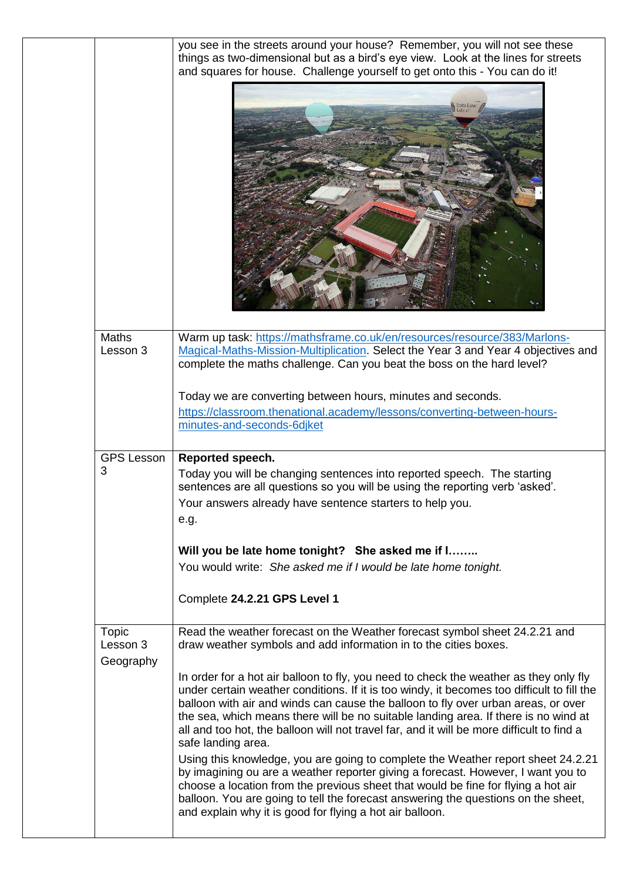| | | |
|---|---|---|
| | | you see in the streets around your house? Remember, you will not see these things as two-dimensional but as a bird's eye view. Look at the lines for streets and squares for house. Challenge yourself to get onto this - You can do it! |
| | Maths Lesson 3 | Warm up task: [https://mathsframe.co.uk/en/resources/resource/383/Marlons-Magical-Maths-Mission-Multiplication](https://mathsframe.co.uk/en/resources/resource/383/Marlons-Magical-Maths-Mission-Multiplication). Select the Year 3 and Year 4 objectives and complete the maths challenge. Can you beat the boss on the hard level?<br><br>Today we are converting between hours, minutes and seconds.<br>[https://classroom.thenational.academy/lessons/converting-between-hours-minutes-and-seconds-6djket](https://classroom.thenational.academy/lessons/converting-between-hours-minutes-and-seconds-6djket) |
| | GPS Lesson 3 | **Reported speech.**<br>Today you will be changing sentences into reported speech. The starting sentences are all questions so you will be using the reporting verb 'asked'.<br>Your answers already have sentence starters to help you.<br>e.g.<br><br>**Will you be late home tonight? She asked me if I……..**<br>You would write: *She asked me if I would be late home tonight.*<br><br>Complete **24.2.21 GPS Level 1** |
| | Topic Lesson 3 Geography | Read the weather forecast on the Weather forecast symbol sheet 24.2.21 and draw weather symbols and add information in to the cities boxes.<br><br>In order for a hot air balloon to fly, you need to check the weather as they only fly under certain weather conditions. If it is too windy, it becomes too difficult to fill the balloon with air and winds can cause the balloon to fly over urban areas, or over the sea, which means there will be no suitable landing area. If there is no wind at all and too hot, the balloon will not travel far, and it will be more difficult to find a safe landing area.<br>Using this knowledge, you are going to complete the Weather report sheet 24.2.21 by imagining ou are a weather reporter giving a forecast. However, I want you to choose a location from the previous sheet that would be fine for flying a hot air balloon. You are going to tell the forecast answering the questions on the sheet, and explain why it is good for flying a hot air balloon. |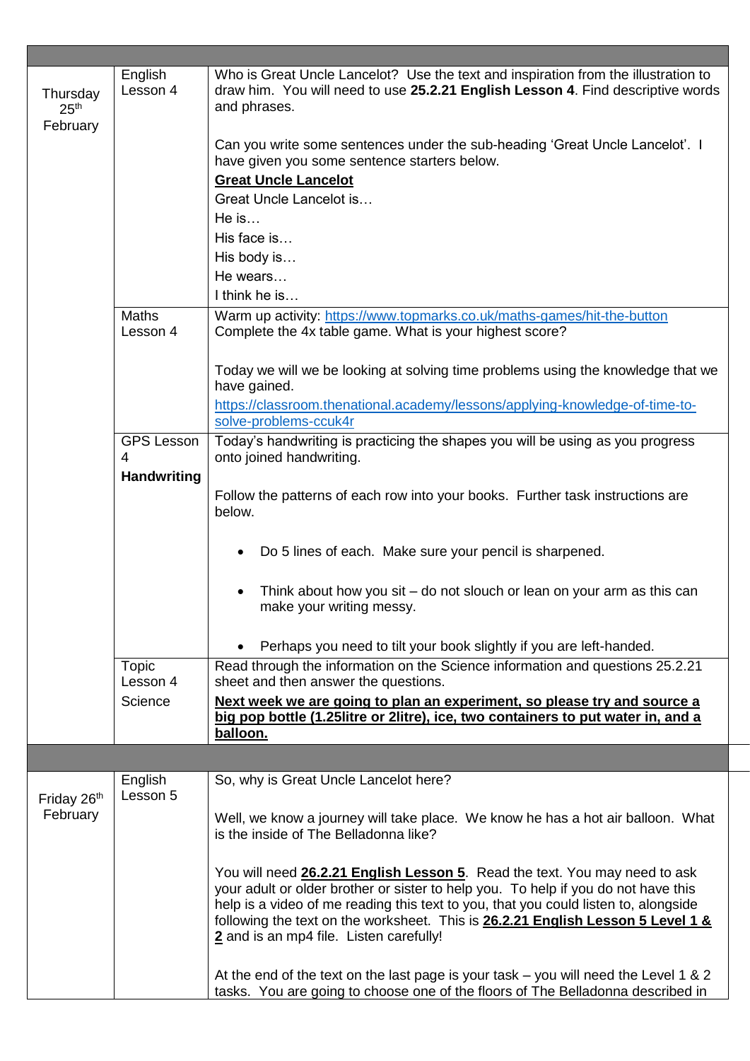| | | |
|---|---|---|
| Thursday 25th February | English Lesson 4 | Who is Great Uncle Lancelot? Use the text and inspiration from the illustration to draw him. You will need to use **25.2.21 English Lesson 4**. Find descriptive words and phrases.<br><br>Can you write some sentences under the sub-heading 'Great Uncle Lancelot'. I have given you some sentence starters below.<br>**<u>Great Uncle Lancelot</u>**<br>Great Uncle Lancelot is…<br>He is…<br>His face is…<br>His body is…<br>He wears…<br>I think he is… |
| | Maths Lesson 4 | Warm up activity: [https://www.topmarks.co.uk/maths-games/hit-the-button](https://www.topmarks.co.uk/maths-games/hit-the-button)<br>Complete the 4x table game. What is your highest score?<br><br>Today we will we be looking at solving time problems using the knowledge that we have gained.<br>[https://classroom.thenational.academy/lessons/applying-knowledge-of-time-to-solve-problems-ccuk4r](https://classroom.thenational.academy/lessons/applying-knowledge-of-time-to-solve-problems-ccuk4r) |
| | GPS Lesson 4<br>**Handwriting** | Today's handwriting is practicing the shapes you will be using as you progress onto joined handwriting.<br><br>Follow the patterns of each row into your books. Further task instructions are below.<br><br>• Do 5 lines of each. Make sure your pencil is sharpened.<br><br>• Think about how you sit – do not slouch or lean on your arm as this can make your writing messy.<br><br>• Perhaps you need to tilt your book slightly if you are left-handed. |
| | Topic Lesson 4<br>Science | Read through the information on the Science information and questions 25.2.21 sheet and then answer the questions.<br>**<u>Next week we are going to plan an experiment, so please try and source a big pop bottle (1.25litre or 2litre), ice, two containers to put water in, and a balloon.</u>** |
| | | |
| Friday 26th February | English Lesson 5 | So, why is Great Uncle Lancelot here?<br><br>Well, we know a journey will take place. We know he has a hot air balloon. What is the inside of The Belladonna like?<br><br>You will need **<u>26.2.21 English Lesson 5</u>**. Read the text. You may need to ask your adult or older brother or sister to help you. To help if you do not have this help is a video of me reading this text to you, that you could listen to, alongside following the text on the worksheet. This is **<u>26.2.21 English Lesson 5 Level 1 & 2</u>** and is an mp4 file. Listen carefully!<br><br>At the end of the text on the last page is your task – you will need the Level 1 & 2 tasks. You are going to choose one of the floors of The Belladonna described in |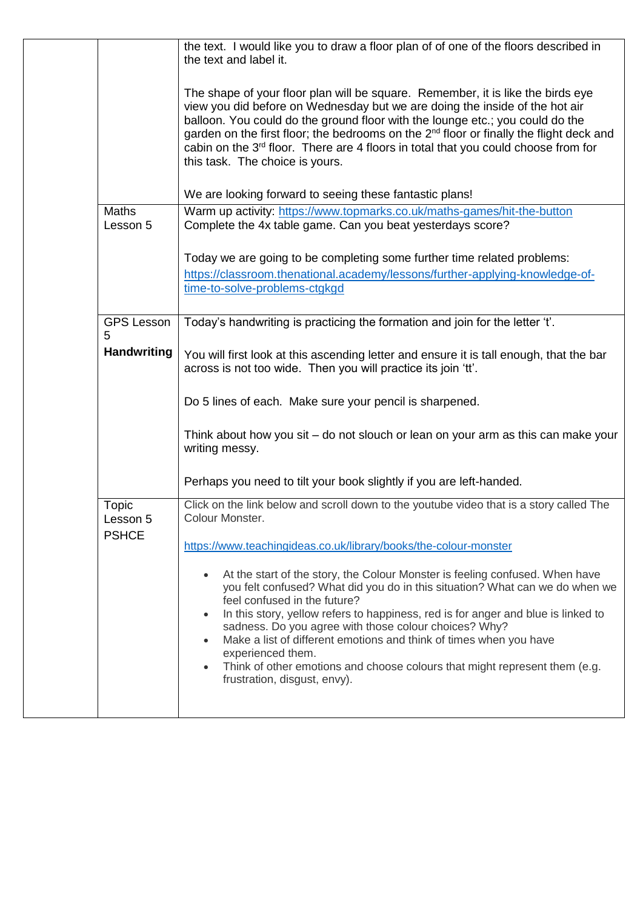| | | |
|---|---|---|
| | | the text. I would like you to draw a floor plan of of one of the floors described in the text and label it.<br><br>The shape of your floor plan will be square. Remember, it is like the birds eye view you did before on Wednesday but we are doing the inside of the hot air balloon. You could do the ground floor with the lounge etc.; you could do the garden on the first floor; the bedrooms on the 2nd floor or finally the flight deck and cabin on the 3rd floor. There are 4 floors in total that you could choose from for this task. The choice is yours.<br><br>We are looking forward to seeing these fantastic plans! |
| | Maths Lesson 5 | Warm up activity: https://www.topmarks.co.uk/maths-games/hit-the-button<br>Complete the 4x table game. Can you beat yesterdays score?<br><br>Today we are going to be completing some further time related problems:<br>https://classroom.thenational.academy/lessons/further-applying-knowledge-of-time-to-solve-problems-ctgkgd |
| | GPS Lesson 5<br>**Handwriting** | Today's handwriting is practicing the formation and join for the letter 't'.<br><br>You will first look at this ascending letter and ensure it is tall enough, that the bar across is not too wide. Then you will practice its join 'tt'.<br><br>Do 5 lines of each. Make sure your pencil is sharpened.<br><br>Think about how you sit – do not slouch or lean on your arm as this can make your writing messy.<br><br>Perhaps you need to tilt your book slightly if you are left-handed. |
| | Topic Lesson 5<br>PSHCE | Click on the link below and scroll down to the youtube video that is a story called The Colour Monster.<br><br>https://www.teachingideas.co.uk/library/books/the-colour-monster<br><br>• At the start of the story, the Colour Monster is feeling confused. When have you felt confused? What did you do in this situation? What can we do when we feel confused in the future?<br>• In this story, yellow refers to happiness, red is for anger and blue is linked to sadness. Do you agree with those colour choices? Why?<br>• Make a list of different emotions and think of times when you have experienced them.<br>• Think of other emotions and choose colours that might represent them (e.g. frustration, disgust, envy). |